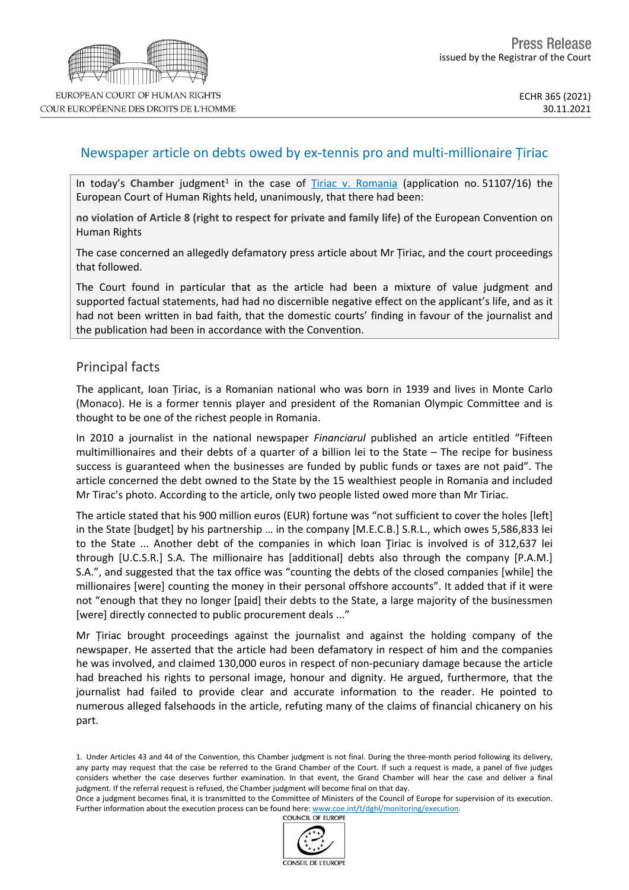Press Release
issued by the Registrar of the Court

ECHR 365 (2021)
30.11.2021

# Newspaper article on debts owed by ex-tennis pro and multi-millionaire Țiriac

In today's **Chamber** judgment[1] in the case of Țiriac v. Romania (application no. 51107/16) the European Court of Human Rights held, unanimously, that there had been:

**no violation of Article 8 (right to respect for private and family life)** of the European Convention on Human Rights

The case concerned an allegedly defamatory press article about Mr Țiriac, and the court proceedings that followed.

The Court found in particular that as the article had been a mixture of value judgment and supported factual statements, had had no discernible negative effect on the applicant's life, and as it had not been written in bad faith, that the domestic courts' finding in favour of the journalist and the publication had been in accordance with the Convention.

## Principal facts

The applicant, Ioan Țiriac, is a Romanian national who was born in 1939 and lives in Monte Carlo (Monaco). He is a former tennis player and president of the Romanian Olympic Committee and is thought to be one of the richest people in Romania.

In 2010 a journalist in the national newspaper *Financiarul* published an article entitled "Fifteen multimillionaires and their debts of a quarter of a billion lei to the State – The recipe for business success is guaranteed when the businesses are funded by public funds or taxes are not paid". The article concerned the debt owned to the State by the 15 wealthiest people in Romania and included Mr Tirac's photo. According to the article, only two people listed owed more than Mr Tiriac.

The article stated that his 900 million euros (EUR) fortune was "not sufficient to cover the holes [left] in the State [budget] by his partnership … in the company [M.E.C.B.] S.R.L., which owes 5,586,833 lei to the State ... Another debt of the companies in which Ioan Ţiriac is involved is of 312,637 lei through [U.C.S.R.] S.A. The millionaire has [additional] debts also through the company [P.A.M.] S.A.", and suggested that the tax office was "counting the debts of the closed companies [while] the millionaires [were] counting the money in their personal offshore accounts". It added that if it were not "enough that they no longer [paid] their debts to the State, a large majority of the businessmen [were] directly connected to public procurement deals ..."

Mr Țiriac brought proceedings against the journalist and against the holding company of the newspaper. He asserted that the article had been defamatory in respect of him and the companies he was involved, and claimed 130,000 euros in respect of non-pecuniary damage because the article had breached his rights to personal image, honour and dignity. He argued, furthermore, that the journalist had failed to provide clear and accurate information to the reader. He pointed to numerous alleged falsehoods in the article, refuting many of the claims of financial chicanery on his part.

1. Under Articles 43 and 44 of the Convention, this Chamber judgment is not final. During the three-month period following its delivery, any party may request that the case be referred to the Grand Chamber of the Court. If such a request is made, a panel of five judges considers whether the case deserves further examination. In that event, the Grand Chamber will hear the case and deliver a final judgment. If the referral request is refused, the Chamber judgment will become final on that day.
Once a judgment becomes final, it is transmitted to the Committee of Ministers of the Council of Europe for supervision of its execution. Further information about the execution process can be found here: www.coe.int/t/dghl/monitoring/execution.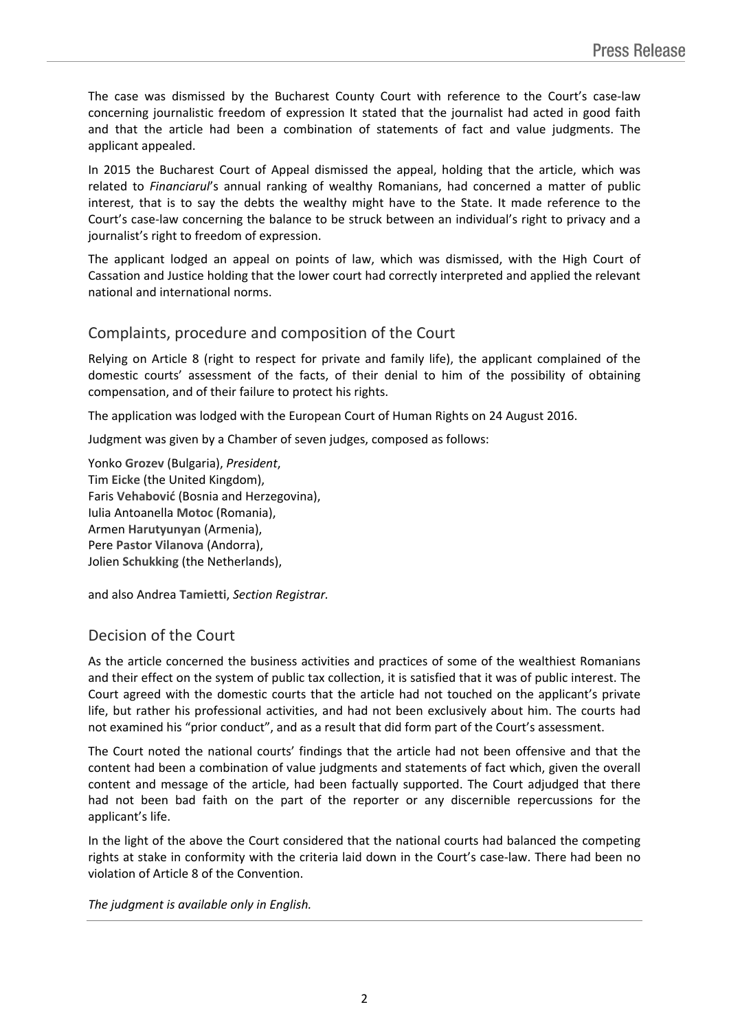The case was dismissed by the Bucharest County Court with reference to the Court's case-law concerning journalistic freedom of expression It stated that the journalist had acted in good faith and that the article had been a combination of statements of fact and value judgments. The applicant appealed.

In 2015 the Bucharest Court of Appeal dismissed the appeal, holding that the article, which was related to *Financiarul*'s annual ranking of wealthy Romanians, had concerned a matter of public interest, that is to say the debts the wealthy might have to the State. It made reference to the Court's case-law concerning the balance to be struck between an individual's right to privacy and a journalist's right to freedom of expression.

The applicant lodged an appeal on points of law, which was dismissed, with the High Court of Cassation and Justice holding that the lower court had correctly interpreted and applied the relevant national and international norms.

## Complaints, procedure and composition of the Court

Relying on Article 8 (right to respect for private and family life), the applicant complained of the domestic courts' assessment of the facts, of their denial to him of the possibility of obtaining compensation, and of their failure to protect his rights.

The application was lodged with the European Court of Human Rights on 24 August 2016.

Judgment was given by a Chamber of seven judges, composed as follows:

Yonko **Grozev** (Bulgaria), *President*,
Tim **Eicke** (the United Kingdom),
Faris **Vehabović** (Bosnia and Herzegovina),
Iulia Antoanella **Motoc** (Romania),
Armen **Harutyunyan** (Armenia),
Pere **Pastor Vilanova** (Andorra),
Jolien **Schukking** (the Netherlands),

and also Andrea **Tamietti**, *Section Registrar.*

## Decision of the Court

As the article concerned the business activities and practices of some of the wealthiest Romanians and their effect on the system of public tax collection, it is satisfied that it was of public interest. The Court agreed with the domestic courts that the article had not touched on the applicant's private life, but rather his professional activities, and had not been exclusively about him. The courts had not examined his "prior conduct", and as a result that did form part of the Court's assessment.

The Court noted the national courts' findings that the article had not been offensive and that the content had been a combination of value judgments and statements of fact which, given the overall content and message of the article, had been factually supported. The Court adjudged that there had not been bad faith on the part of the reporter or any discernible repercussions for the applicant's life.

In the light of the above the Court considered that the national courts had balanced the competing rights at stake in conformity with the criteria laid down in the Court's case-law. There had been no violation of Article 8 of the Convention.

*The judgment is available only in English.*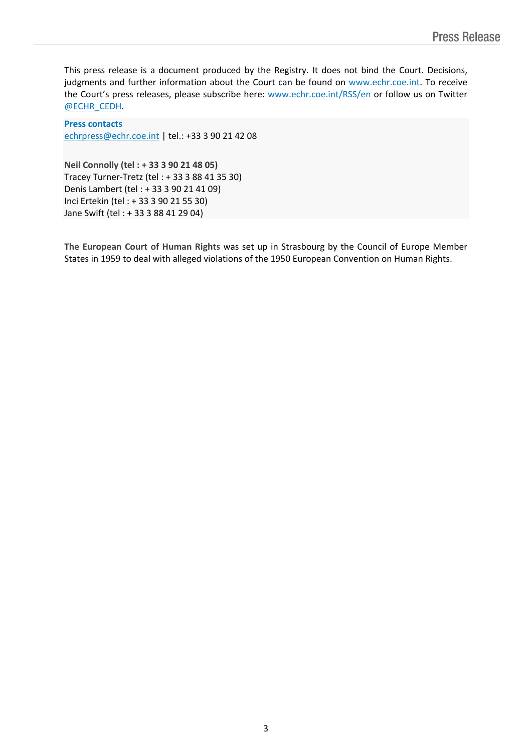This press release is a document produced by the Registry. It does not bind the Court. Decisions, judgments and further information about the Court can be found on www.echr.coe.int. To receive the Court's press releases, please subscribe here: www.echr.coe.int/RSS/en or follow us on Twitter @ECHR_CEDH.

**Press contacts**
echrpress@echr.coe.int | tel.: +33 3 90 21 42 08

**Neil Connolly (tel : + 33 3 90 21 48 05)**
Tracey Turner-Tretz (tel : + 33 3 88 41 35 30)
Denis Lambert (tel : + 33 3 90 21 41 09)
Inci Ertekin (tel : + 33 3 90 21 55 30)
Jane Swift (tel : + 33 3 88 41 29 04)

**The European Court of Human Rights** was set up in Strasbourg by the Council of Europe Member States in 1959 to deal with alleged violations of the 1950 European Convention on Human Rights.